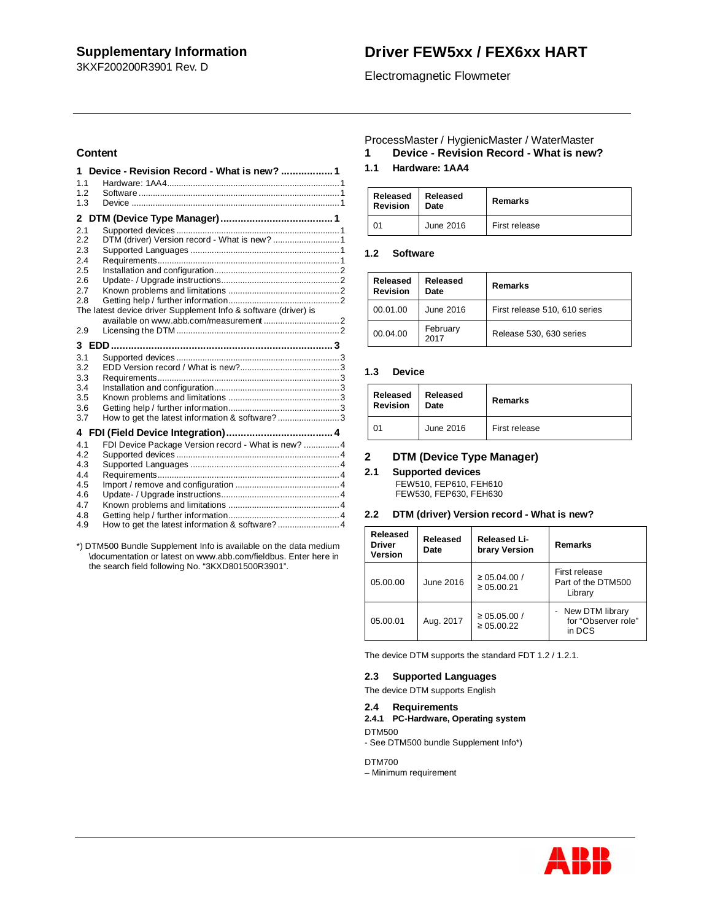**Supplementary Information**
3KXF200200R3901 Rev. D

# Driver FEW5xx / FEX6xx HART

Electromagnetic Flowmeter

## Content

**1 Device - Revision Record - What is new? .................. 1**
1.1 Hardware: 1AA4 .......................................................... 1
1.2 Software ...................................................................... 1
1.3 Device ......................................................................... 1

**2 DTM (Device Type Manager) ....................................... 1**
2.1 Supported devices ....................................................... 1
2.2 DTM (driver) Version record - What is new? .............. 1
2.3 Supported Languages ................................................. 1
2.4 Requirements .............................................................. 1
2.5 Installation and configuration ...................................... 2
2.6 Update- / Upgrade instructions ................................... 2
2.7 Known problems and limitations ................................. 2
2.8 Getting help / further information ................................ 2
The latest device driver Supplement Info & software (driver) is available on www.abb.com/measurement ................. 2
2.9 Licensing the DTM ...................................................... 2

**3 EDD ............................................................................. 3**
3.1 Supported devices ....................................................... 3
3.2 EDD Version record / What is new? ............................ 3
3.3 Requirements .............................................................. 3
3.4 Installation and configuration ...................................... 3
3.5 Known problems and limitations ................................. 3
3.6 Getting help / further information ................................ 3
3.7 How to get the latest information & software? ............ 3

**4 FDI (Field Device Integration) ..................................... 4**
4.1 FDI Device Package Version record - What is new? ... 4
4.2 Supported devices ....................................................... 4
4.3 Supported Languages ................................................. 4
4.4 Requirements .............................................................. 4
4.5 Import / remove and configuration .............................. 4
4.6 Update- / Upgrade instructions ................................... 4
4.7 Known problems and limitations ................................. 4
4.8 Getting help / further information ................................ 4
4.9 How to get the latest information & software? ............ 4

*) DTM500 Bundle Supplement Info is available on the data medium \documentation or latest on www.abb.com/fieldbus. Enter here in the search field following No. "3KXD801500R3901".

ProcessMaster / HygienicMaster / WaterMaster

# 1 Device - Revision Record - What is new?

## 1.1 Hardware: 1AA4

| Released Revision | Released Date | Remarks |
|---|---|---|
| 01 | June 2016 | First release |

## 1.2 Software

| Released Revision | Released Date | Remarks |
|---|---|---|
| 00.01.00 | June 2016 | First release 510, 610 series |
| 00.04.00 | February 2017 | Release 530, 630 series |

## 1.3 Device

| Released Revision | Released Date | Remarks |
|---|---|---|
| 01 | June 2016 | First release |

# 2 DTM (Device Type Manager)

## 2.1 Supported devices

FEW510, FEP610, FEH610
FEW530, FEP630, FEH630

## 2.2 DTM (driver) Version record - What is new?

| Released Driver Version | Released Date | Released Library Version | Remarks |
|---|---|---|---|
| 05.00.00 | June 2016 | ≥ 05.04.00 / ≥ 05.00.21 | First release Part of the DTM500 Library |
| 05.00.01 | Aug. 2017 | ≥ 05.05.00 / ≥ 05.00.22 | - New DTM library for "Observer role" in DCS |

The device DTM supports the standard FDT 1.2 / 1.2.1.

## 2.3 Supported Languages

The device DTM supports English

## 2.4 Requirements

### 2.4.1 PC-Hardware, Operating system

DTM500
- See DTM500 bundle Supplement Info*)

DTM700
– Minimum requirement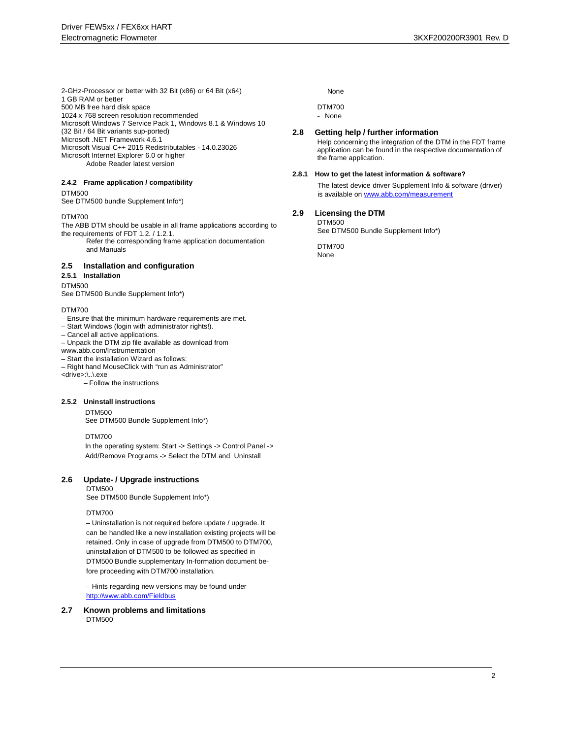2-GHz-Processor or better with 32 Bit (x86) or 64 Bit (x64)
1 GB RAM or better
500 MB free hard disk space
1024 x 768 screen resolution recommended
Microsoft Windows 7 Service Pack 1, Windows 8.1 & Windows 10 (32 Bit / 64 Bit variants sup-ported)
Microsoft .NET Framework 4.6.1
Microsoft Visual C++ 2015 Redistributables - 14.0.23026
Microsoft Internet Explorer 6.0 or higher
Adobe Reader latest version

#### 2.4.2 Frame application / compatibility

DTM500
See DTM500 bundle Supplement Info*)

DTM700
The ABB DTM should be usable in all frame applications according to the requirements of FDT 1.2. / 1.2.1.
Refer the corresponding frame application documentation and Manuals

## 2.5 Installation and configuration

### 2.5.1 Installation

DTM500
See DTM500 Bundle Supplement Info*)

DTM700
– Ensure that the minimum hardware requirements are met.
– Start Windows (login with administrator rights!).
– Cancel all active applications.
– Unpack the DTM zip file available as download from www.abb.com/Instrumentation
– Start the installation Wizard as follows:
– Right hand MouseClick with “run as Administrator” <drive>:\..\.exe
– Follow the instructions

#### 2.5.2 Uninstall instructions

DTM500
See DTM500 Bundle Supplement Info*)

DTM700
In the operating system: Start -> Settings -> Control Panel -> Add/Remove Programs -> Select the DTM and Uninstall

## 2.6 Update- / Upgrade instructions

DTM500
See DTM500 Bundle Supplement Info*)

DTM700
– Uninstallation is not required before update / upgrade. It can be handled like a new installation existing projects will be retained. Only in case of upgrade from DTM500 to DTM700, uninstallation of DTM500 to be followed as specified in DTM500 Bundle supplementary In-formation document be-fore proceeding with DTM700 installation.

– Hints regarding new versions may be found under http://www.abb.com/Fieldbus

## 2.7 Known problems and limitations

DTM500
None

DTM700
- None

## 2.8 Getting help / further information

Help concerning the integration of the DTM in the FDT frame application can be found in the respective documentation of the frame application.

#### 2.8.1 How to get the latest information & software?

The latest device driver Supplement Info & software (driver) is available on www.abb.com/measurement

## 2.9 Licensing the DTM

DTM500
See DTM500 Bundle Supplement Info*)

DTM700
None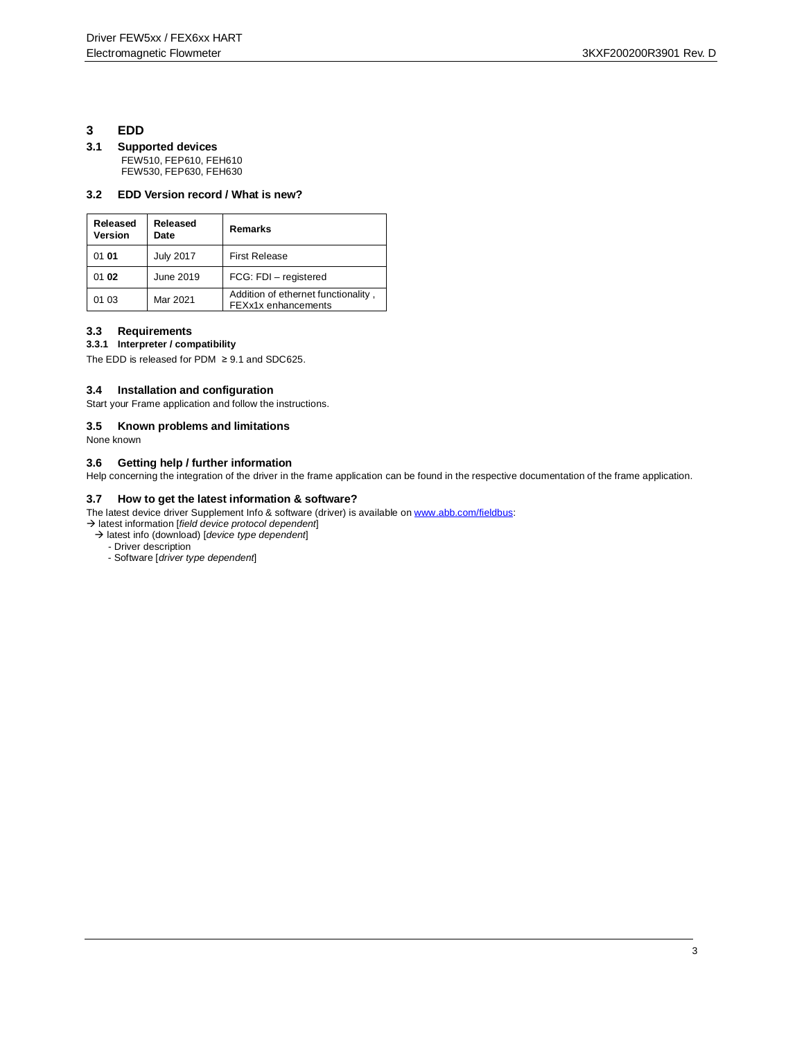# 3 EDD

## 3.1 Supported devices

FEW510, FEP610, FEH610
FEW530, FEP630, FEH630

## 3.2 EDD Version record / What is new?

| Released Version | Released Date | Remarks |
|---|---|---|
| 01 **01** | July 2017 | First Release |
| 01 **02** | June 2019 | FCG: FDI – registered |
| 01 03 | Mar 2021 | Addition of ethernet functionality , FEXx1x enhancements |

## 3.3 Requirements

### 3.3.1 Interpreter / compatibility

The EDD is released for PDM ≥ 9.1 and SDC625.

## 3.4 Installation and configuration

Start your Frame application and follow the instructions.

## 3.5 Known problems and limitations

None known

## 3.6 Getting help / further information

Help concerning the integration of the driver in the frame application can be found in the respective documentation of the frame application.

## 3.7 How to get the latest information & software?

The latest device driver Supplement Info & software (driver) is available on www.abb.com/fieldbus:

→ latest information [*field device protocol dependent*]
  → latest info (download) [*device type dependent*]
    - Driver description
    - Software [*driver type dependent*]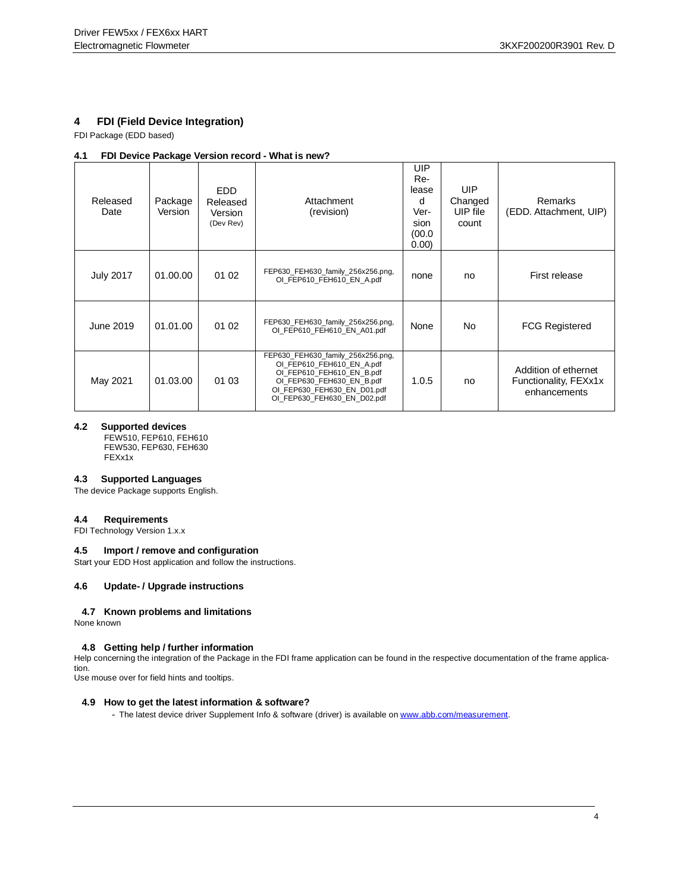## 4 FDI (Field Device Integration)

FDI Package (EDD based)

### 4.1 FDI Device Package Version record - What is new?

| Released Date | Package Version | EDD Released Version (Dev Rev) | Attachment (revision) | UIP Released Version (00.00.00) | UIP Changed UIP file count | Remarks (EDD. Attachment, UIP) |
|---|---|---|---|---|---|---|
| July 2017 | 01.00.00 | 01 02 | FEP630_FEH630_family_256x256.png, OI_FEP610_FEH610_EN_A.pdf | none | no | First release |
| June 2019 | 01.01.00 | 01 02 | FEP630_FEH630_family_256x256.png, OI_FEP610_FEH610_EN_A01.pdf | None | No | FCG Registered |
| May 2021 | 01.03.00 | 01 03 | FEP630_FEH630_family_256x256.png, OI_FEP610_FEH610_EN_A.pdf OI_FEP610_FEH610_EN_B.pdf OI_FEP630_FEH630_EN_B.pdf OI_FEP630_FEH630_EN_D01.pdf OI_FEP630_FEH630_EN_D02.pdf | 1.0.5 | no | Addition of ethernet Functionality, FEXx1x enhancements |

### 4.2 Supported devices

FEW510, FEP610, FEH610
FEW530, FEP630, FEH630
FEXx1x

### 4.3 Supported Languages

The device Package supports English.

### 4.4 Requirements

FDI Technology Version 1.x.x

### 4.5 Import / remove and configuration

Start your EDD Host application and follow the instructions.

### 4.6 Update- / Upgrade instructions

### 4.7 Known problems and limitations

None known

### 4.8 Getting help / further information

Help concerning the integration of the Package in the FDI frame application can be found in the respective documentation of the frame application.

Use mouse over for field hints and tooltips.

### 4.9 How to get the latest information & software?

- The latest device driver Supplement Info & software (driver) is available on [www.abb.com/measurement](www.abb.com/measurement).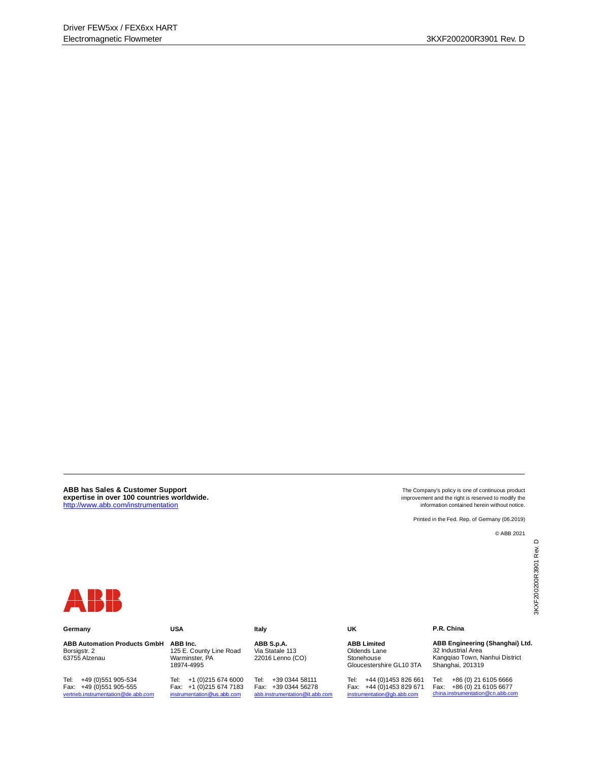**ABB has Sales & Customer Support expertise in over 100 countries worldwide.**
http://www.abb.com/instrumentation

The Company's policy is one of continuous product improvement and the right is reserved to modify the information contained herein without notice.

Printed in the Fed. Rep. of Germany (06.2019)

© ABB 2021

3KXF200200R3901 Rev. D

| Germany | USA | Italy | UK | P.R. China |
|---|---|---|---|---|
| **ABB Automation Products GmbH**<br>Borsigstr. 2<br>63755 Alzenau | **ABB Inc.**<br>125 E. County Line Road<br>Warminster, PA<br>18974-4995 | **ABB S.p.A.**<br>Via Statale 113<br>22016 Lenno (CO) | **ABB Limited**<br>Oldends Lane<br>Stonehouse<br>Gloucestershire GL10 3TA | **ABB Engineering (Shanghai) Ltd.**<br>32 Industrial Area<br>Kangqiao Town, Nanhui District<br>Shanghai, 201319 |
| Tel: +49 (0)551 905-534<br>Fax: +49 (0)551 905-555<br>vertrieb.instrumentation@de.abb.com | Tel: +1 (0)215 674 6000<br>Fax: +1 (0)215 674 7183<br>instrumentation@us.abb.com | Tel: +39 0344 58111<br>Fax: +39 0344 56278<br>abb.instrumentation@it.abb.com | Tel: +44 (0)1453 826 661<br>Fax: +44 (0)1453 829 671<br>instrumentation@gb.abb.com | Tel: +86 (0) 21 6105 6666<br>Fax: +86 (0) 21 6105 6677<br>china.instrumentation@cn.abb.com |